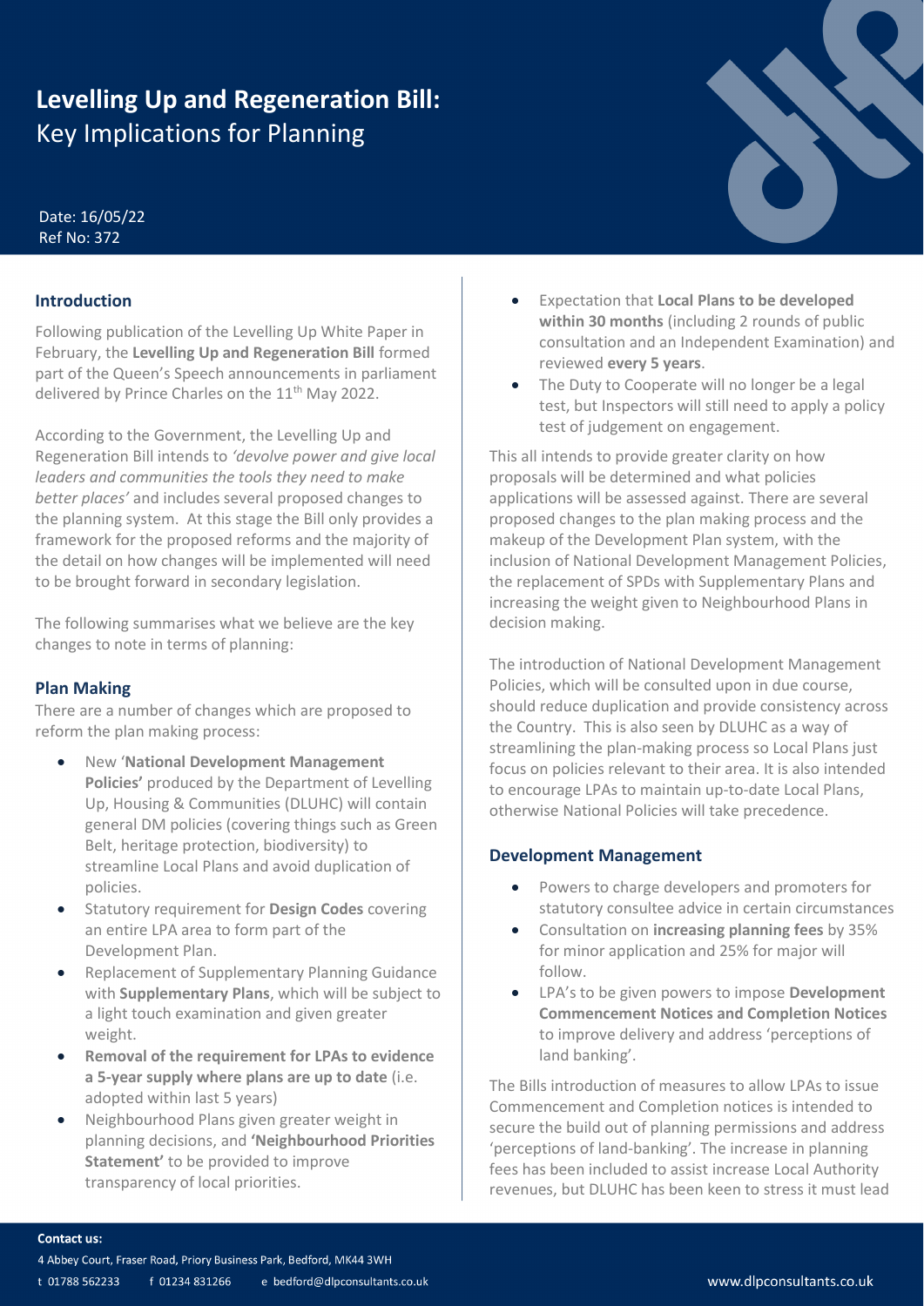# **Levelling Up and Regeneration Bill:** Key Implications for Planning

Date: 16/05/22
Ref No: 372

## Introduction

Following publication of the Levelling Up White Paper in February, the **Levelling Up and Regeneration Bill** formed part of the Queen's Speech announcements in parliament delivered by Prince Charles on the 11th May 2022.

According to the Government, the Levelling Up and Regeneration Bill intends to *'devolve power and give local leaders and communities the tools they need to make better places'* and includes several proposed changes to the planning system. At this stage the Bill only provides a framework for the proposed reforms and the majority of the detail on how changes will be implemented will need to be brought forward in secondary legislation.

The following summarises what we believe are the key changes to note in terms of planning:

## Plan Making

There are a number of changes which are proposed to reform the plan making process:

- New '**National Development Management Policies'** produced by the Department of Levelling Up, Housing & Communities (DLUHC) will contain general DM policies (covering things such as Green Belt, heritage protection, biodiversity) to streamline Local Plans and avoid duplication of policies.
- Statutory requirement for **Design Codes** covering an entire LPA area to form part of the Development Plan.
- Replacement of Supplementary Planning Guidance with **Supplementary Plans**, which will be subject to a light touch examination and given greater weight.
- **Removal of the requirement for LPAs to evidence a 5-year supply where plans are up to date** (i.e. adopted within last 5 years)
- Neighbourhood Plans given greater weight in planning decisions, and **'Neighbourhood Priorities Statement'** to be provided to improve transparency of local priorities.
- Expectation that **Local Plans to be developed within 30 months** (including 2 rounds of public consultation and an Independent Examination) and reviewed **every 5 years**.
- The Duty to Cooperate will no longer be a legal test, but Inspectors will still need to apply a policy test of judgement on engagement.

This all intends to provide greater clarity on how proposals will be determined and what policies applications will be assessed against. There are several proposed changes to the plan making process and the makeup of the Development Plan system, with the inclusion of National Development Management Policies, the replacement of SPDs with Supplementary Plans and increasing the weight given to Neighbourhood Plans in decision making.

The introduction of National Development Management Policies, which will be consulted upon in due course, should reduce duplication and provide consistency across the Country. This is also seen by DLUHC as a way of streamlining the plan-making process so Local Plans just focus on policies relevant to their area. It is also intended to encourage LPAs to maintain up-to-date Local Plans, otherwise National Policies will take precedence.

## Development Management

- Powers to charge developers and promoters for statutory consultee advice in certain circumstances
- Consultation on **increasing planning fees** by 35% for minor application and 25% for major will follow.
- LPA's to be given powers to impose **Development Commencement Notices and Completion Notices** to improve delivery and address 'perceptions of land banking'.

The Bills introduction of measures to allow LPAs to issue Commencement and Completion notices is intended to secure the build out of planning permissions and address 'perceptions of land-banking'. The increase in planning fees has been included to assist increase Local Authority revenues, but DLUHC has been keen to stress it must lead

**Contact us:**

4 Abbey Court, Fraser Road, Priory Business Park, Bedford, MK44 3WH

t 01788 562233 f 01234 831266 e bedford@dlpconsultants.co.uk

www.dlpconsultants.co.uk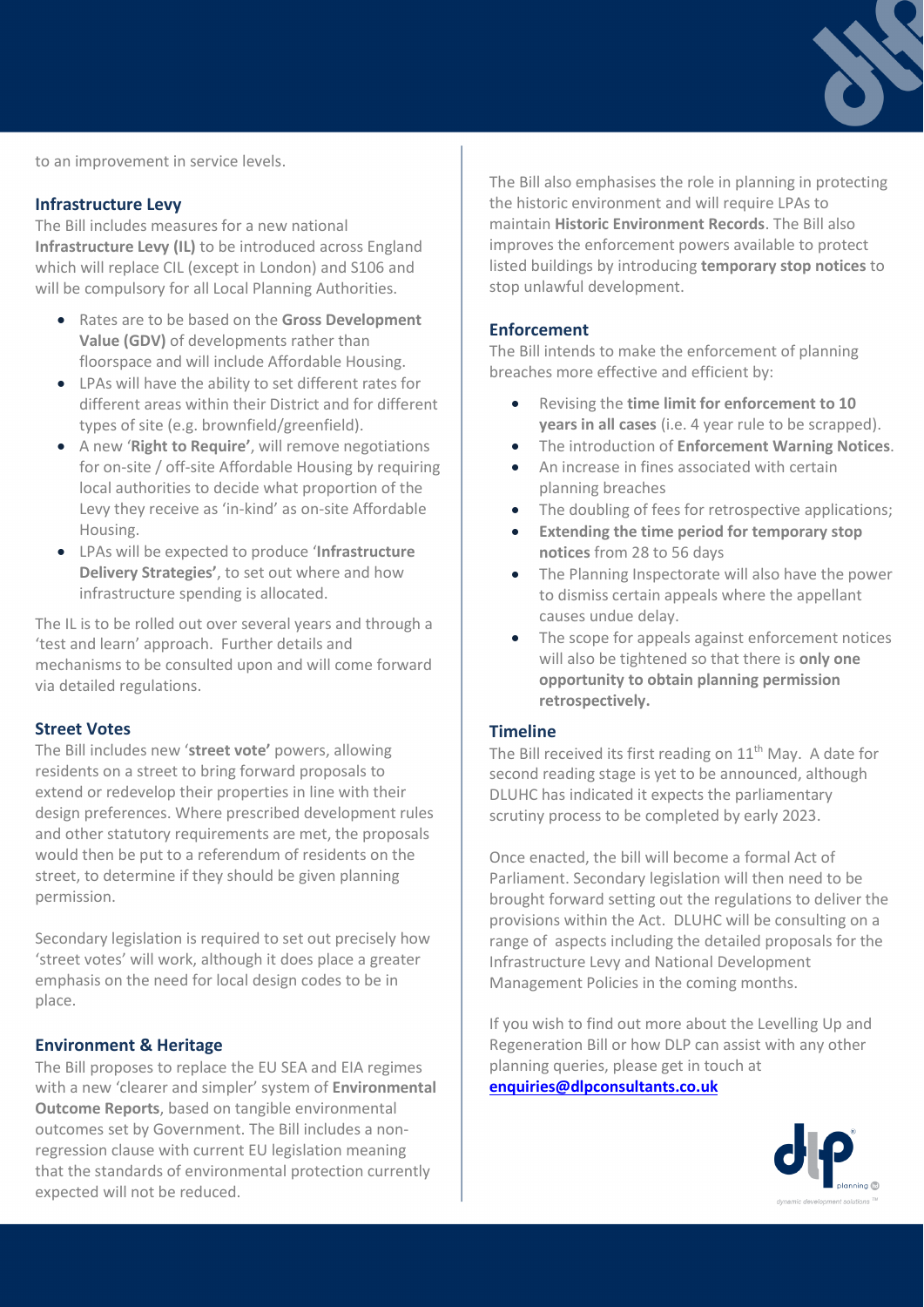to an improvement in service levels.

## Infrastructure Levy

The Bill includes measures for a new national **Infrastructure Levy (IL)** to be introduced across England which will replace CIL (except in London) and S106 and will be compulsory for all Local Planning Authorities.

- Rates are to be based on the **Gross Development Value (GDV)** of developments rather than floorspace and will include Affordable Housing.
- LPAs will have the ability to set different rates for different areas within their District and for different types of site (e.g. brownfield/greenfield).
- A new '**Right to Require'**, will remove negotiations for on-site / off-site Affordable Housing by requiring local authorities to decide what proportion of the Levy they receive as 'in-kind' as on-site Affordable Housing.
- LPAs will be expected to produce '**Infrastructure Delivery Strategies'**, to set out where and how infrastructure spending is allocated.

The IL is to be rolled out over several years and through a 'test and learn' approach. Further details and mechanisms to be consulted upon and will come forward via detailed regulations.

## Street Votes

The Bill includes new '**street vote'** powers, allowing residents on a street to bring forward proposals to extend or redevelop their properties in line with their design preferences. Where prescribed development rules and other statutory requirements are met, the proposals would then be put to a referendum of residents on the street, to determine if they should be given planning permission.

Secondary legislation is required to set out precisely how 'street votes' will work, although it does place a greater emphasis on the need for local design codes to be in place.

## Environment & Heritage

The Bill proposes to replace the EU SEA and EIA regimes with a new 'clearer and simpler' system of **Environmental Outcome Reports**, based on tangible environmental outcomes set by Government. The Bill includes a non-regression clause with current EU legislation meaning that the standards of environmental protection currently expected will not be reduced.

The Bill also emphasises the role in planning in protecting the historic environment and will require LPAs to maintain **Historic Environment Records**. The Bill also improves the enforcement powers available to protect listed buildings by introducing **temporary stop notices** to stop unlawful development.

## Enforcement

The Bill intends to make the enforcement of planning breaches more effective and efficient by:

- Revising the **time limit for enforcement to 10 years in all cases** (i.e. 4 year rule to be scrapped).
- The introduction of **Enforcement Warning Notices**.
- An increase in fines associated with certain planning breaches
- The doubling of fees for retrospective applications;
- **Extending the time period for temporary stop notices** from 28 to 56 days
- The Planning Inspectorate will also have the power to dismiss certain appeals where the appellant causes undue delay.
- The scope for appeals against enforcement notices will also be tightened so that there is **only one opportunity to obtain planning permission retrospectively.**

## Timeline

The Bill received its first reading on 11th May. A date for second reading stage is yet to be announced, although DLUHC has indicated it expects the parliamentary scrutiny process to be completed by early 2023.

Once enacted, the bill will become a formal Act of Parliament. Secondary legislation will then need to be brought forward setting out the regulations to deliver the provisions within the Act. DLUHC will be consulting on a range of aspects including the detailed proposals for the Infrastructure Levy and National Development Management Policies in the coming months.

If you wish to find out more about the Levelling Up and Regeneration Bill or how DLP can assist with any other planning queries, please get in touch at **enquiries@dlpconsultants.co.uk**